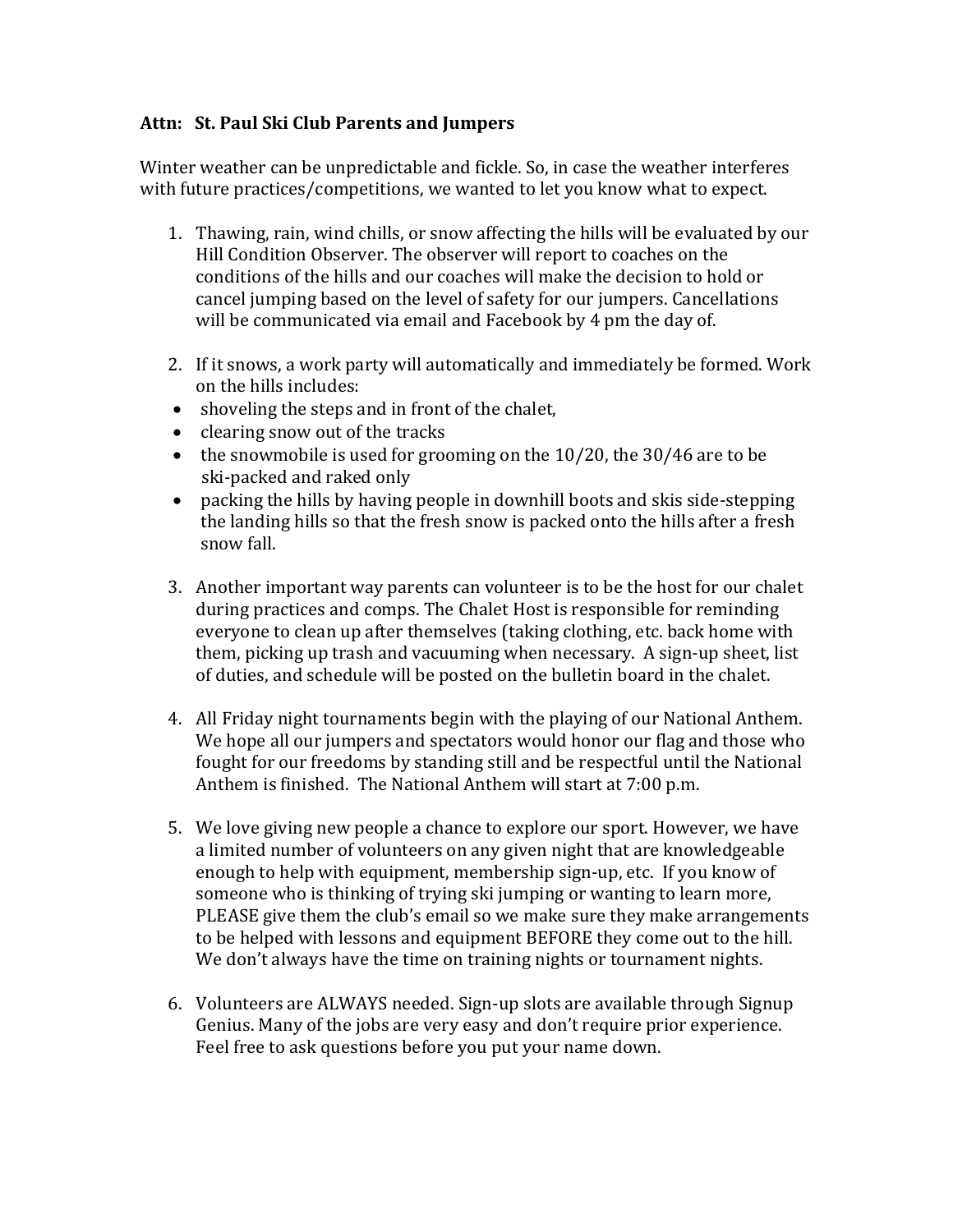**Attn: St. Paul Ski Club Parents and Jumpers**

Winter weather can be unpredictable and fickle. So, in case the weather interferes with future practices/competitions, we wanted to let you know what to expect.

1. Thawing, rain, wind chills, or snow affecting the hills will be evaluated by our Hill Condition Observer. The observer will report to coaches on the conditions of the hills and our coaches will make the decision to hold or cancel jumping based on the level of safety for our jumpers. Cancellations will be communicated via email and Facebook by 4 pm the day of.

2. If it snows, a work party will automatically and immediately be formed. Work on the hills includes:
   - shoveling the steps and in front of the chalet,
   - clearing snow out of the tracks
   - the snowmobile is used for grooming on the 10/20, the 30/46 are to be ski-packed and raked only
   - packing the hills by having people in downhill boots and skis side-stepping the landing hills so that the fresh snow is packed onto the hills after a fresh snow fall.

3. Another important way parents can volunteer is to be the host for our chalet during practices and comps. The Chalet Host is responsible for reminding everyone to clean up after themselves (taking clothing, etc. back home with them, picking up trash and vacuuming when necessary. A sign-up sheet, list of duties, and schedule will be posted on the bulletin board in the chalet.

4. All Friday night tournaments begin with the playing of our National Anthem. We hope all our jumpers and spectators would honor our flag and those who fought for our freedoms by standing still and be respectful until the National Anthem is finished. The National Anthem will start at 7:00 p.m.

5. We love giving new people a chance to explore our sport. However, we have a limited number of volunteers on any given night that are knowledgeable enough to help with equipment, membership sign-up, etc. If you know of someone who is thinking of trying ski jumping or wanting to learn more, PLEASE give them the club's email so we make sure they make arrangements to be helped with lessons and equipment BEFORE they come out to the hill. We don't always have the time on training nights or tournament nights.

6. Volunteers are ALWAYS needed. Sign-up slots are available through Signup Genius. Many of the jobs are very easy and don't require prior experience. Feel free to ask questions before you put your name down.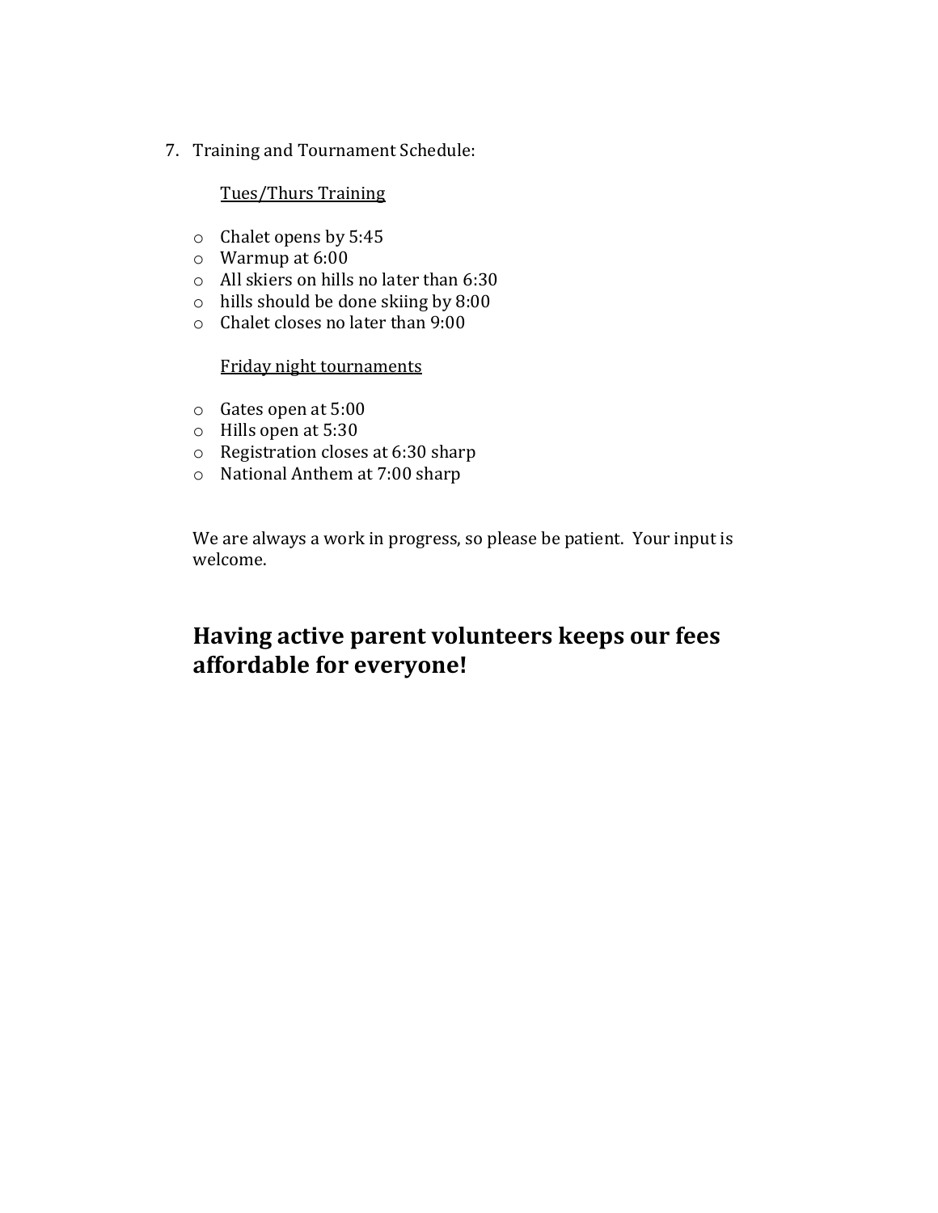7. Training and Tournament Schedule:

   <u>Tues/Thurs Training</u>

   - Chalet opens by 5:45
   - Warmup at 6:00
   - All skiers on hills no later than 6:30
   - hills should be done skiing by 8:00
   - Chalet closes no later than 9:00

   <u>Friday night tournaments</u>

   - Gates open at 5:00
   - Hills open at 5:30
   - Registration closes at 6:30 sharp
   - National Anthem at 7:00 sharp

   We are always a work in progress, so please be patient. Your input is welcome.

## Having active parent volunteers keeps our fees affordable for everyone!